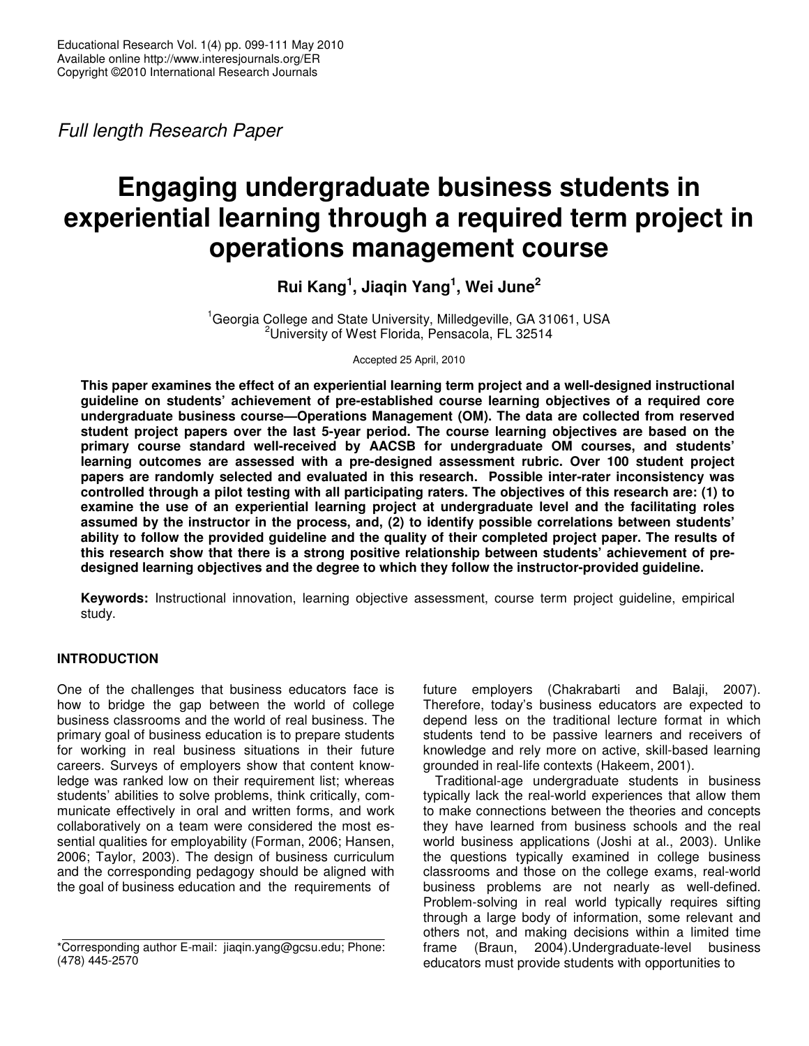*Full length Research Paper*

# Engaging undergraduate business students in experiential learning through a required term project in operations management course

**Rui Kang[1], Jiaqin Yang[1], Wei June[2]**

[1]Georgia College and State University, Milledgeville, GA 31061, USA
[2]University of West Florida, Pensacola, FL 32514

Accepted 25 April, 2010

**This paper examines the effect of an experiential learning term project and a well-designed instructional guideline on students' achievement of pre-established course learning objectives of a required core undergraduate business course—Operations Management (OM). The data are collected from reserved student project papers over the last 5-year period. The course learning objectives are based on the primary course standard well-received by AACSB for undergraduate OM courses, and students' learning outcomes are assessed with a pre-designed assessment rubric. Over 100 student project papers are randomly selected and evaluated in this research. Possible inter-rater inconsistency was controlled through a pilot testing with all participating raters. The objectives of this research are: (1) to examine the use of an experiential learning project at undergraduate level and the facilitating roles assumed by the instructor in the process, and, (2) to identify possible correlations between students' ability to follow the provided guideline and the quality of their completed project paper. The results of this research show that there is a strong positive relationship between students' achievement of pre-designed learning objectives and the degree to which they follow the instructor-provided guideline.**

**Keywords:** Instructional innovation, learning objective assessment, course term project guideline, empirical study.

## INTRODUCTION

One of the challenges that business educators face is how to bridge the gap between the world of college business classrooms and the world of real business. The primary goal of business education is to prepare students for working in real business situations in their future careers. Surveys of employers show that content knowledge was ranked low on their requirement list; whereas students' abilities to solve problems, think critically, communicate effectively in oral and written forms, and work collaboratively on a team were considered the most essential qualities for employability (Forman, 2006; Hansen, 2006; Taylor, 2003). The design of business curriculum and the corresponding pedagogy should be aligned with the goal of business education and the requirements of future employers (Chakrabarti and Balaji, 2007). Therefore, today's business educators are expected to depend less on the traditional lecture format in which students tend to be passive learners and receivers of knowledge and rely more on active, skill-based learning grounded in real-life contexts (Hakeem, 2001).

Traditional-age undergraduate students in business typically lack the real-world experiences that allow them to make connections between the theories and concepts they have learned from business schools and the real world business applications (Joshi at al., 2003). Unlike the questions typically examined in college business classrooms and those on the college exams, real-world business problems are not nearly as well-defined. Problem-solving in real world typically requires sifting through a large body of information, some relevant and others not, and making decisions within a limited time frame (Braun, 2004).Undergraduate-level business educators must provide students with opportunities to

\*Corresponding author E-mail: jiaqin.yang@gcsu.edu; Phone: (478) 445-2570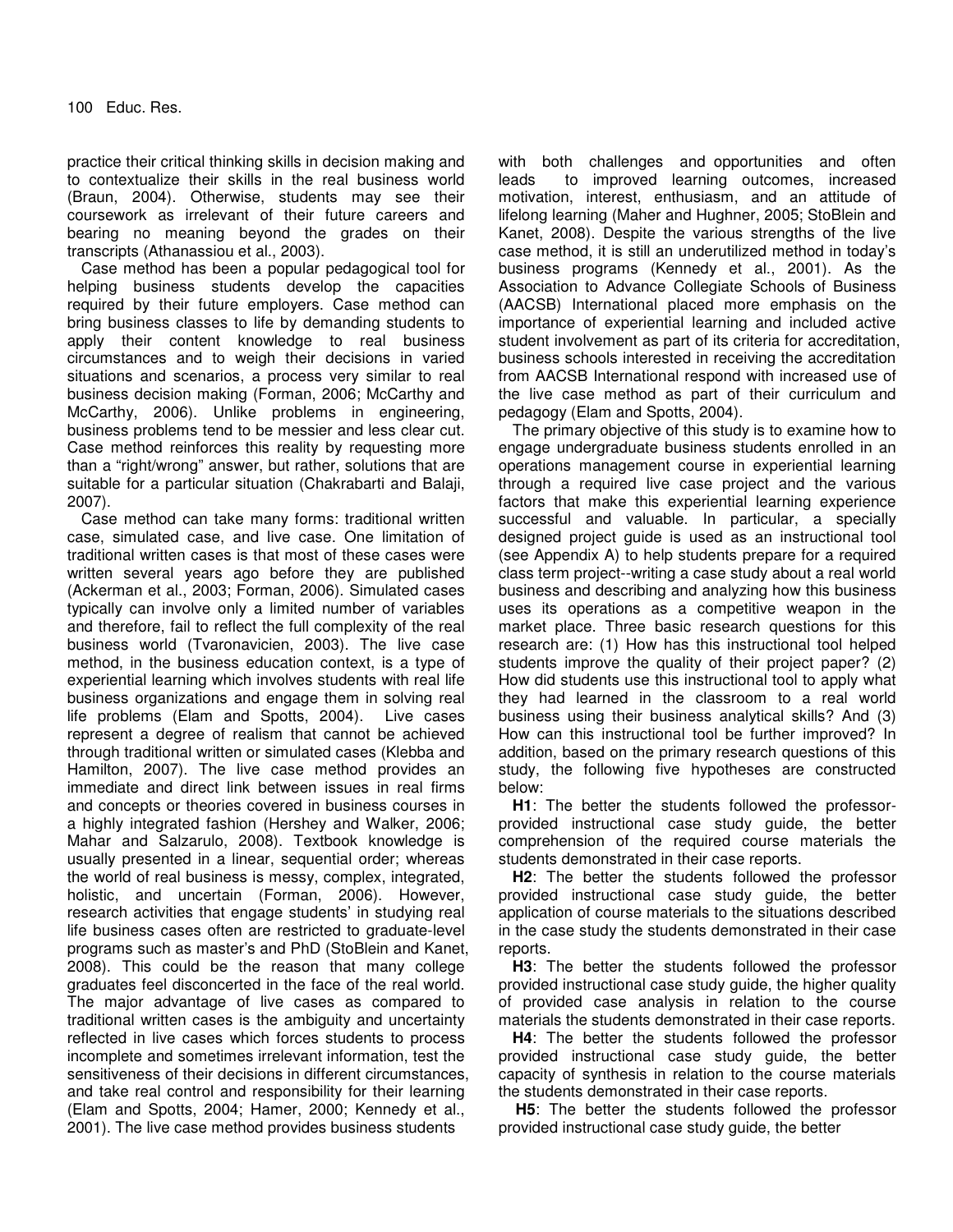practice their critical thinking skills in decision making and to contextualize their skills in the real business world (Braun, 2004). Otherwise, students may see their coursework as irrelevant of their future careers and bearing no meaning beyond the grades on their transcripts (Athanassiou et al., 2003).

Case method has been a popular pedagogical tool for helping business students develop the capacities required by their future employers. Case method can bring business classes to life by demanding students to apply their content knowledge to real business circumstances and to weigh their decisions in varied situations and scenarios, a process very similar to real business decision making (Forman, 2006; McCarthy and McCarthy, 2006). Unlike problems in engineering, business problems tend to be messier and less clear cut. Case method reinforces this reality by requesting more than a "right/wrong" answer, but rather, solutions that are suitable for a particular situation (Chakrabarti and Balaji, 2007).

Case method can take many forms: traditional written case, simulated case, and live case. One limitation of traditional written cases is that most of these cases were written several years ago before they are published (Ackerman et al., 2003; Forman, 2006). Simulated cases typically can involve only a limited number of variables and therefore, fail to reflect the full complexity of the real business world (Tvaronavicien, 2003). The live case method, in the business education context, is a type of experiential learning which involves students with real life business organizations and engage them in solving real life problems (Elam and Spotts, 2004). Live cases represent a degree of realism that cannot be achieved through traditional written or simulated cases (Klebba and Hamilton, 2007). The live case method provides an immediate and direct link between issues in real firms and concepts or theories covered in business courses in a highly integrated fashion (Hershey and Walker, 2006; Mahar and Salzarulo, 2008). Textbook knowledge is usually presented in a linear, sequential order; whereas the world of real business is messy, complex, integrated, holistic, and uncertain (Forman, 2006). However, research activities that engage students' in studying real life business cases often are restricted to graduate-level programs such as master's and PhD (StoBlein and Kanet, 2008). This could be the reason that many college graduates feel disconcerted in the face of the real world. The major advantage of live cases as compared to traditional written cases is the ambiguity and uncertainty reflected in live cases which forces students to process incomplete and sometimes irrelevant information, test the sensitiveness of their decisions in different circumstances, and take real control and responsibility for their learning (Elam and Spotts, 2004; Hamer, 2000; Kennedy et al., 2001). The live case method provides business students with both challenges and opportunities and often leads to improved learning outcomes, increased motivation, interest, enthusiasm, and an attitude of lifelong learning (Maher and Hughner, 2005; StoBlein and Kanet, 2008). Despite the various strengths of the live case method, it is still an underutilized method in today's business programs (Kennedy et al., 2001). As the Association to Advance Collegiate Schools of Business (AACSB) International placed more emphasis on the importance of experiential learning and included active student involvement as part of its criteria for accreditation, business schools interested in receiving the accreditation from AACSB International respond with increased use of the live case method as part of their curriculum and pedagogy (Elam and Spotts, 2004).

The primary objective of this study is to examine how to engage undergraduate business students enrolled in an operations management course in experiential learning through a required live case project and the various factors that make this experiential learning experience successful and valuable. In particular, a specially designed project guide is used as an instructional tool (see Appendix A) to help students prepare for a required class term project--writing a case study about a real world business and describing and analyzing how this business uses its operations as a competitive weapon in the market place. Three basic research questions for this research are: (1) How has this instructional tool helped students improve the quality of their project paper? (2) How did students use this instructional tool to apply what they had learned in the classroom to a real world business using their business analytical skills? And (3) How can this instructional tool be further improved? In addition, based on the primary research questions of this study, the following five hypotheses are constructed below:

**H1**: The better the students followed the professor-provided instructional case study guide, the better comprehension of the required course materials the students demonstrated in their case reports.

**H2**: The better the students followed the professor provided instructional case study guide, the better application of course materials to the situations described in the case study the students demonstrated in their case reports.

**H3**: The better the students followed the professor provided instructional case study guide, the higher quality of provided case analysis in relation to the course materials the students demonstrated in their case reports.

**H4**: The better the students followed the professor provided instructional case study guide, the better capacity of synthesis in relation to the course materials the students demonstrated in their case reports.

**H5**: The better the students followed the professor provided instructional case study guide, the better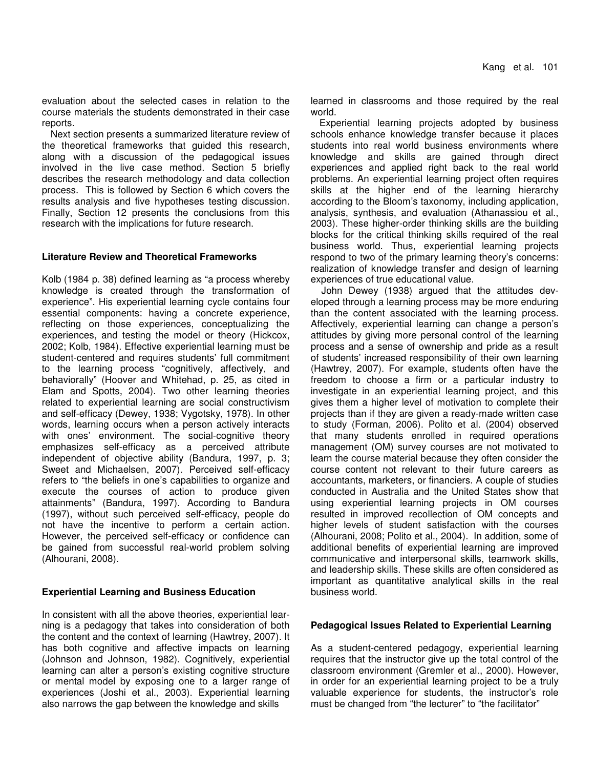evaluation about the selected cases in relation to the course materials the students demonstrated in their case reports.

Next section presents a summarized literature review of the theoretical frameworks that guided this research, along with a discussion of the pedagogical issues involved in the live case method. Section 5 briefly describes the research methodology and data collection process. This is followed by Section 6 which covers the results analysis and five hypotheses testing discussion. Finally, Section 12 presents the conclusions from this research with the implications for future research.

## Literature Review and Theoretical Frameworks

Kolb (1984 p. 38) defined learning as "a process whereby knowledge is created through the transformation of experience". His experiential learning cycle contains four essential components: having a concrete experience, reflecting on those experiences, conceptualizing the experiences, and testing the model or theory (Hickcox, 2002; Kolb, 1984). Effective experiential learning must be student-centered and requires students' full commitment to the learning process "cognitively, affectively, and behaviorally" (Hoover and Whitehad, p. 25, as cited in Elam and Spotts, 2004). Two other learning theories related to experiential learning are social constructivism and self-efficacy (Dewey, 1938; Vygotsky, 1978). In other words, learning occurs when a person actively interacts with ones' environment. The social-cognitive theory emphasizes self-efficacy as a perceived attribute independent of objective ability (Bandura, 1997, p. 3; Sweet and Michaelsen, 2007). Perceived self-efficacy refers to "the beliefs in one's capabilities to organize and execute the courses of action to produce given attainments" (Bandura, 1997). According to Bandura (1997), without such perceived self-efficacy, people do not have the incentive to perform a certain action. However, the perceived self-efficacy or confidence can be gained from successful real-world problem solving (Alhourani, 2008).

## Experiential Learning and Business Education

In consistent with all the above theories, experiential learning is a pedagogy that takes into consideration of both the content and the context of learning (Hawtrey, 2007). It has both cognitive and affective impacts on learning (Johnson and Johnson, 1982). Cognitively, experiential learning can alter a person's existing cognitive structure or mental model by exposing one to a larger range of experiences (Joshi et al., 2003). Experiential learning also narrows the gap between the knowledge and skills learned in classrooms and those required by the real world.

Experiential learning projects adopted by business schools enhance knowledge transfer because it places students into real world business environments where knowledge and skills are gained through direct experiences and applied right back to the real world problems. An experiential learning project often requires skills at the higher end of the learning hierarchy according to the Bloom's taxonomy, including application, analysis, synthesis, and evaluation (Athanassiou et al., 2003). These higher-order thinking skills are the building blocks for the critical thinking skills required of the real business world. Thus, experiential learning projects respond to two of the primary learning theory's concerns: realization of knowledge transfer and design of learning experiences of true educational value.

John Dewey (1938) argued that the attitudes developed through a learning process may be more enduring than the content associated with the learning process. Affectively, experiential learning can change a person's attitudes by giving more personal control of the learning process and a sense of ownership and pride as a result of students' increased responsibility of their own learning (Hawtrey, 2007). For example, students often have the freedom to choose a firm or a particular industry to investigate in an experiential learning project, and this gives them a higher level of motivation to complete their projects than if they are given a ready-made written case to study (Forman, 2006). Polito et al. (2004) observed that many students enrolled in required operations management (OM) survey courses are not motivated to learn the course material because they often consider the course content not relevant to their future careers as accountants, marketers, or financiers. A couple of studies conducted in Australia and the United States show that using experiential learning projects in OM courses resulted in improved recollection of OM concepts and higher levels of student satisfaction with the courses (Alhourani, 2008; Polito et al., 2004). In addition, some of additional benefits of experiential learning are improved communicative and interpersonal skills, teamwork skills, and leadership skills. These skills are often considered as important as quantitative analytical skills in the real business world.

## Pedagogical Issues Related to Experiential Learning

As a student-centered pedagogy, experiential learning requires that the instructor give up the total control of the classroom environment (Gremler et al., 2000). However, in order for an experiential learning project to be a truly valuable experience for students, the instructor's role must be changed from "the lecturer" to "the facilitator"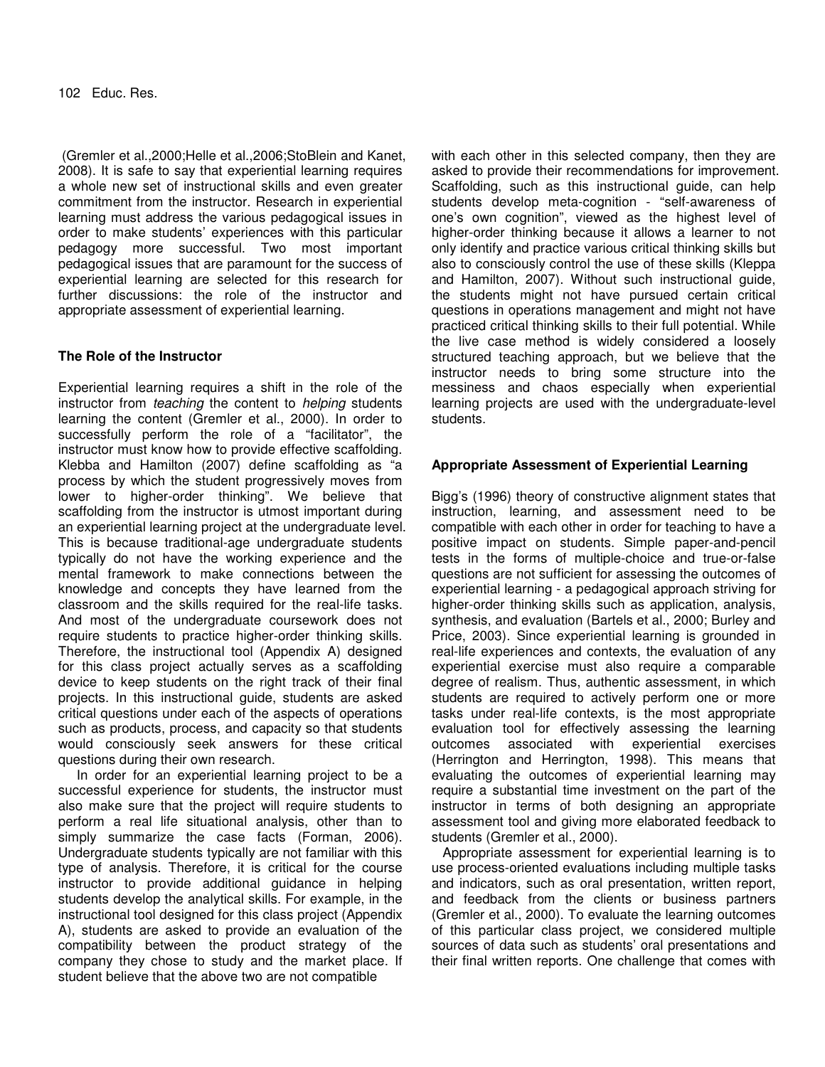(Gremler et al.,2000;Helle et al.,2006;StoBlein and Kanet, 2008). It is safe to say that experiential learning requires a whole new set of instructional skills and even greater commitment from the instructor. Research in experiential learning must address the various pedagogical issues in order to make students' experiences with this particular pedagogy more successful. Two most important pedagogical issues that are paramount for the success of experiential learning are selected for this research for further discussions: the role of the instructor and appropriate assessment of experiential learning.

## The Role of the Instructor

Experiential learning requires a shift in the role of the instructor from *teaching* the content to *helping* students learning the content (Gremler et al., 2000). In order to successfully perform the role of a "facilitator", the instructor must know how to provide effective scaffolding. Klebba and Hamilton (2007) define scaffolding as "a process by which the student progressively moves from lower to higher-order thinking". We believe that scaffolding from the instructor is utmost important during an experiential learning project at the undergraduate level. This is because traditional-age undergraduate students typically do not have the working experience and the mental framework to make connections between the knowledge and concepts they have learned from the classroom and the skills required for the real-life tasks. And most of the undergraduate coursework does not require students to practice higher-order thinking skills. Therefore, the instructional tool (Appendix A) designed for this class project actually serves as a scaffolding device to keep students on the right track of their final projects. In this instructional guide, students are asked critical questions under each of the aspects of operations such as products, process, and capacity so that students would consciously seek answers for these critical questions during their own research.

In order for an experiential learning project to be a successful experience for students, the instructor must also make sure that the project will require students to perform a real life situational analysis, other than to simply summarize the case facts (Forman, 2006). Undergraduate students typically are not familiar with this type of analysis. Therefore, it is critical for the course instructor to provide additional guidance in helping students develop the analytical skills. For example, in the instructional tool designed for this class project (Appendix A), students are asked to provide an evaluation of the compatibility between the product strategy of the company they chose to study and the market place. If student believe that the above two are not compatible with each other in this selected company, then they are asked to provide their recommendations for improvement. Scaffolding, such as this instructional guide, can help students develop meta-cognition - "self-awareness of one's own cognition", viewed as the highest level of higher-order thinking because it allows a learner to not only identify and practice various critical thinking skills but also to consciously control the use of these skills (Kleppa and Hamilton, 2007). Without such instructional guide, the students might not have pursued certain critical questions in operations management and might not have practiced critical thinking skills to their full potential. While the live case method is widely considered a loosely structured teaching approach, but we believe that the instructor needs to bring some structure into the messiness and chaos especially when experiential learning projects are used with the undergraduate-level students.

## Appropriate Assessment of Experiential Learning

Bigg's (1996) theory of constructive alignment states that instruction, learning, and assessment need to be compatible with each other in order for teaching to have a positive impact on students. Simple paper-and-pencil tests in the forms of multiple-choice and true-or-false questions are not sufficient for assessing the outcomes of experiential learning - a pedagogical approach striving for higher-order thinking skills such as application, analysis, synthesis, and evaluation (Bartels et al., 2000; Burley and Price, 2003). Since experiential learning is grounded in real-life experiences and contexts, the evaluation of any experiential exercise must also require a comparable degree of realism. Thus, authentic assessment, in which students are required to actively perform one or more tasks under real-life contexts, is the most appropriate evaluation tool for effectively assessing the learning outcomes associated with experiential exercises (Herrington and Herrington, 1998). This means that evaluating the outcomes of experiential learning may require a substantial time investment on the part of the instructor in terms of both designing an appropriate assessment tool and giving more elaborated feedback to students (Gremler et al., 2000).

Appropriate assessment for experiential learning is to use process-oriented evaluations including multiple tasks and indicators, such as oral presentation, written report, and feedback from the clients or business partners (Gremler et al., 2000). To evaluate the learning outcomes of this particular class project, we considered multiple sources of data such as students' oral presentations and their final written reports. One challenge that comes with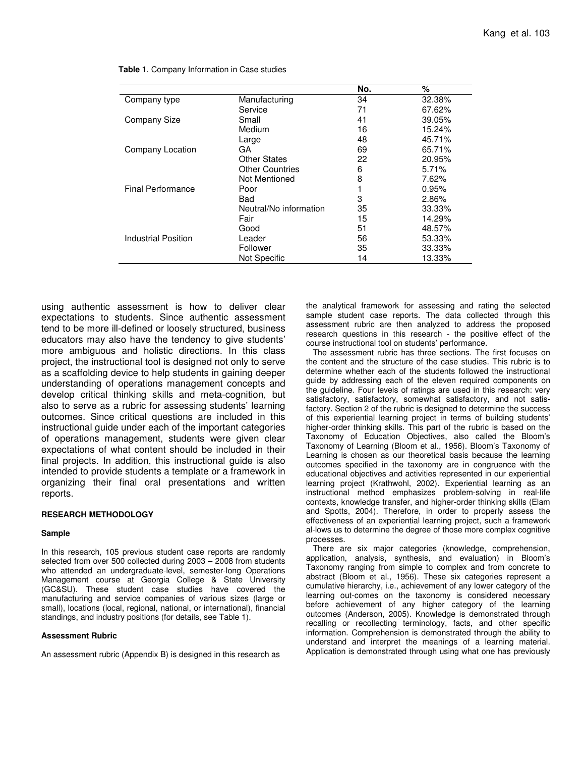**Table 1**. Company Information in Case studies

| | | No. | % |
|---|---|---|---|
| Company type | Manufacturing | 34 | 32.38% |
| | Service | 71 | 67.62% |
| Company Size | Small | 41 | 39.05% |
| | Medium | 16 | 15.24% |
| | Large | 48 | 45.71% |
| Company Location | GA | 69 | 65.71% |
| | Other States | 22 | 20.95% |
| | Other Countries | 6 | 5.71% |
| | Not Mentioned | 8 | 7.62% |
| Final Performance | Poor | 1 | 0.95% |
| | Bad | 3 | 2.86% |
| | Neutral/No information | 35 | 33.33% |
| | Fair | 15 | 14.29% |
| | Good | 51 | 48.57% |
| Industrial Position | Leader | 56 | 53.33% |
| | Follower | 35 | 33.33% |
| | Not Specific | 14 | 13.33% |

using authentic assessment is how to deliver clear expectations to students. Since authentic assessment tend to be more ill-defined or loosely structured, business educators may also have the tendency to give students' more ambiguous and holistic directions. In this class project, the instructional tool is designed not only to serve as a scaffolding device to help students in gaining deeper understanding of operations management concepts and develop critical thinking skills and meta-cognition, but also to serve as a rubric for assessing students' learning outcomes. Since critical questions are included in this instructional guide under each of the important categories of operations management, students were given clear expectations of what content should be included in their final projects. In addition, this instructional guide is also intended to provide students a template or a framework in organizing their final oral presentations and written reports.

## RESEARCH METHODOLOGY

### Sample

In this research, 105 previous student case reports are randomly selected from over 500 collected during 2003 – 2008 from students who attended an undergraduate-level, semester-long Operations Management course at Georgia College & State University (GC&SU). These student case studies have covered the manufacturing and service companies of various sizes (large or small), locations (local, regional, national, or international), financial standings, and industry positions (for details, see Table 1).

### Assessment Rubric

An assessment rubric (Appendix B) is designed in this research as the analytical framework for assessing and rating the selected sample student case reports. The data collected through this assessment rubric are then analyzed to address the proposed research questions in this research - the positive effect of the course instructional tool on students' performance.

The assessment rubric has three sections. The first focuses on the content and the structure of the case studies. This rubric is to determine whether each of the students followed the instructional guide by addressing each of the eleven required components on the guideline. Four levels of ratings are used in this research: very satisfactory, satisfactory, somewhat satisfactory, and not satisfactory. Section 2 of the rubric is designed to determine the success of this experiential learning project in terms of building students' higher-order thinking skills. This part of the rubric is based on the Taxonomy of Education Objectives, also called the Bloom's Taxonomy of Learning (Bloom et al., 1956). Bloom's Taxonomy of Learning is chosen as our theoretical basis because the learning outcomes specified in the taxonomy are in congruence with the educational objectives and activities represented in our experiential learning project (Krathwohl, 2002). Experiential learning as an instructional method emphasizes problem-solving in real-life contexts, knowledge transfer, and higher-order thinking skills (Elam and Spotts, 2004). Therefore, in order to properly assess the effectiveness of an experiential learning project, such a framework al-lows us to determine the degree of those more complex cognitive processes.

There are six major categories (knowledge, comprehension, application, analysis, synthesis, and evaluation) in Bloom's Taxonomy ranging from simple to complex and from concrete to abstract (Bloom et al., 1956). These six categories represent a cumulative hierarchy, i.e., achievement of any lower category of the learning out-comes on the taxonomy is considered necessary before achievement of any higher category of the learning outcomes (Anderson, 2005). Knowledge is demonstrated through recalling or recollecting terminology, facts, and other specific information. Comprehension is demonstrated through the ability to understand and interpret the meanings of a learning material. Application is demonstrated through using what one has previously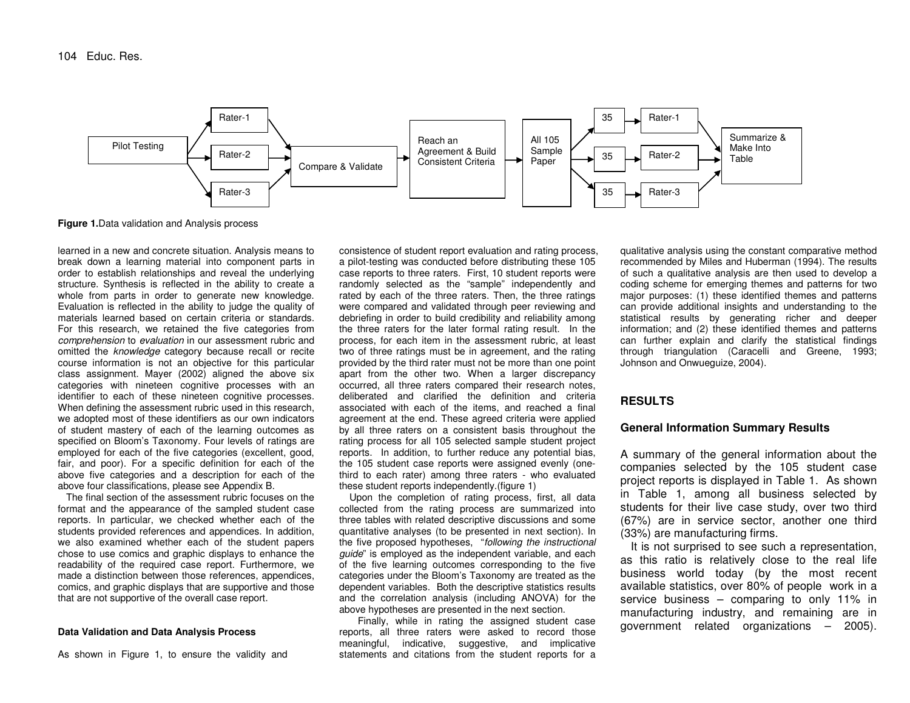Figure 1.Data validation and Analysis process

learned in a new and concrete situation. Analysis means to break down a learning material into component parts in order to establish relationships and reveal the underlying structure. Synthesis is reflected in the ability to create a whole from parts in order to generate new knowledge. Evaluation is reflected in the ability to judge the quality of materials learned based on certain criteria or standards. For this research, we retained the five categories from *comprehension* to *evaluation* in our assessment rubric and omitted the *knowledge* category because recall or recite course information is not an objective for this particular class assignment. Mayer (2002) aligned the above six categories with nineteen cognitive processes with an identifier to each of these nineteen cognitive processes. When defining the assessment rubric used in this research, we adopted most of these identifiers as our own indicators of student mastery of each of the learning outcomes as specified on Bloom's Taxonomy. Four levels of ratings are employed for each of the five categories (excellent, good, fair, and poor). For a specific definition for each of the above five categories and a description for each of the above four classifications, please see Appendix B.

The final section of the assessment rubric focuses on the format and the appearance of the sampled student case reports. In particular, we checked whether each of the students provided references and appendices. In addition, we also examined whether each of the student papers chose to use comics and graphic displays to enhance the readability of the required case report. Furthermore, we made a distinction between those references, appendices, comics, and graphic displays that are supportive and those that are not supportive of the overall case report.

#### Data Validation and Data Analysis Process

As shown in Figure 1, to ensure the validity and consistence of student report evaluation and rating process, a pilot-testing was conducted before distributing these 105 case reports to three raters. First, 10 student reports were randomly selected as the "sample" independently and rated by each of the three raters. Then, the three ratings were compared and validated through peer reviewing and debriefing in order to build credibility and reliability among the three raters for the later formal rating result. In the process, for each item in the assessment rubric, at least two of three ratings must be in agreement, and the rating provided by the third rater must not be more than one point apart from the other two. When a larger discrepancy occurred, all three raters compared their research notes, deliberated and clarified the definition and criteria associated with each of the items, and reached a final agreement at the end. These agreed criteria were applied by all three raters on a consistent basis throughout the rating process for all 105 selected sample student project reports. In addition, to further reduce any potential bias, the 105 student case reports were assigned evenly (one-third to each rater) among three raters - who evaluated these student reports independently.(figure 1)

Upon the completion of rating process, first, all data collected from the rating process are summarized into three tables with related descriptive discussions and some quantitative analyses (to be presented in next section). In the five proposed hypotheses, "*following the instructional guide*" is employed as the independent variable, and each of the five learning outcomes corresponding to the five categories under the Bloom's Taxonomy are treated as the dependent variables. Both the descriptive statistics results and the correlation analysis (including ANOVA) for the above hypotheses are presented in the next section.

Finally, while in rating the assigned student case reports, all three raters were asked to record those meaningful, indicative, suggestive, and implicative statements and citations from the student reports for a qualitative analysis using the constant comparative method recommended by Miles and Huberman (1994). The results of such a qualitative analysis are then used to develop a coding scheme for emerging themes and patterns for two major purposes: (1) these identified themes and patterns can provide additional insights and understanding to the statistical results by generating richer and deeper information; and (2) these identified themes and patterns can further explain and clarify the statistical findings through triangulation (Caracelli and Greene, 1993; Johnson and Onwuegbuzie, 2004).

## RESULTS

### General Information Summary Results

A summary of the general information about the companies selected by the 105 student case project reports is displayed in Table 1. As shown in Table 1, among all business selected by students for their live case study, over two third (67%) are in service sector, another one third (33%) are manufacturing firms.

It is not surprised to see such a representation, as this ratio is relatively close to the real life business world today (by the most recent available statistics, over 80% of people work in a service business – comparing to only 11% in manufacturing industry, and remaining are in government related organizations – 2005).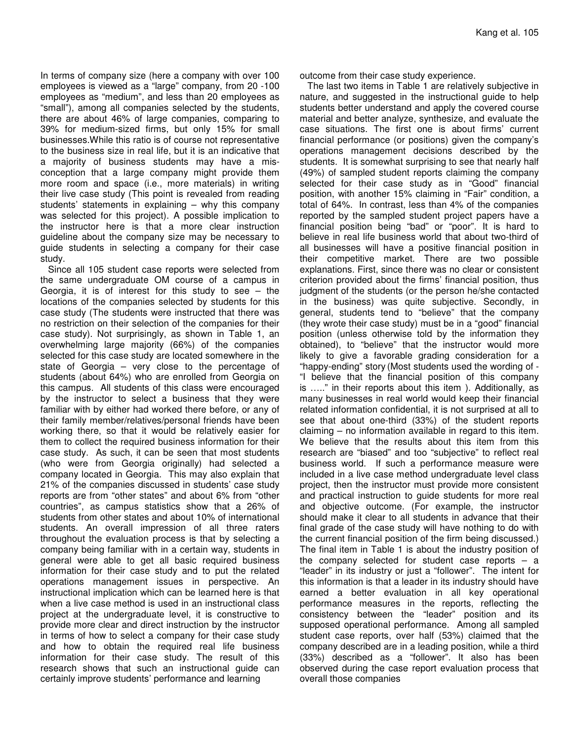In terms of company size (here a company with over 100 employees is viewed as a "large" company, from 20 -100 employees as "medium", and less than 20 employees as "small"), among all companies selected by the students, there are about 46% of large companies, comparing to 39% for medium-sized firms, but only 15% for small businesses.While this ratio is of course not representative to the business size in real life, but it is an indicative that a majority of business students may have a mis-conception that a large company might provide them more room and space (i.e., more materials) in writing their live case study (This point is revealed from reading students' statements in explaining – why this company was selected for this project). A possible implication to the instructor here is that a more clear instruction guideline about the company size may be necessary to guide students in selecting a company for their case study.

Since all 105 student case reports were selected from the same undergraduate OM course of a campus in Georgia, it is of interest for this study to see – the locations of the companies selected by students for this case study (The students were instructed that there was no restriction on their selection of the companies for their case study). Not surprisingly, as shown in Table 1, an overwhelming large majority (66%) of the companies selected for this case study are located somewhere in the state of Georgia – very close to the percentage of students (about 64%) who are enrolled from Georgia on this campus. All students of this class were encouraged by the instructor to select a business that they were familiar with by either had worked there before, or any of their family member/relatives/personal friends have been working there, so that it would be relatively easier for them to collect the required business information for their case study. As such, it can be seen that most students (who were from Georgia originally) had selected a company located in Georgia. This may also explain that 21% of the companies discussed in students' case study reports are from "other states" and about 6% from "other countries", as campus statistics show that a 26% of students from other states and about 10% of international students. An overall impression of all three raters throughout the evaluation process is that by selecting a company being familiar with in a certain way, students in general were able to get all basic required business information for their case study and to put the related operations management issues in perspective. An instructional implication which can be learned here is that when a live case method is used in an instructional class project at the undergraduate level, it is constructive to provide more clear and direct instruction by the instructor in terms of how to select a company for their case study and how to obtain the required real life business information for their case study. The result of this research shows that such an instructional guide can certainly improve students' performance and learning outcome from their case study experience.

The last two items in Table 1 are relatively subjective in nature, and suggested in the instructional guide to help students better understand and apply the covered course material and better analyze, synthesize, and evaluate the case situations. The first one is about firms' current financial performance (or positions) given the company's operations management decisions described by the students. It is somewhat surprising to see that nearly half (49%) of sampled student reports claiming the company selected for their case study as in "Good" financial position, with another 15% claiming in "Fair" condition, a total of 64%. In contrast, less than 4% of the companies reported by the sampled student project papers have a financial position being "bad" or "poor". It is hard to believe in real life business world that about two-third of all businesses will have a positive financial position in their competitive market. There are two possible explanations. First, since there was no clear or consistent criterion provided about the firms' financial position, thus judgment of the students (or the person he/she contacted in the business) was quite subjective. Secondly, in general, students tend to "believe" that the company (they wrote their case study) must be in a "good" financial position (unless otherwise told by the information they obtained), to "believe" that the instructor would more likely to give a favorable grading consideration for a "happy-ending" story (Most students used the wording of - "I believe that the financial position of this company is ….." in their reports about this item ). Additionally, as many businesses in real world would keep their financial related information confidential, it is not surprised at all to see that about one-third (33%) of the student reports claiming – no information available in regard to this item. We believe that the results about this item from this research are "biased" and too "subjective" to reflect real business world. If such a performance measure were included in a live case method undergraduate level class project, then the instructor must provide more consistent and practical instruction to guide students for more real and objective outcome. (For example, the instructor should make it clear to all students in advance that their final grade of the case study will have nothing to do with the current financial position of the firm being discussed.) The final item in Table 1 is about the industry position of the company selected for student case reports – a "leader" in its industry or just a "follower". The intent for this information is that a leader in its industry should have earned a better evaluation in all key operational performance measures in the reports, reflecting the consistency between the "leader" position and its supposed operational performance. Among all sampled student case reports, over half (53%) claimed that the company described are in a leading position, while a third (33%) described as a "follower". It also has been observed during the case report evaluation process that overall those companies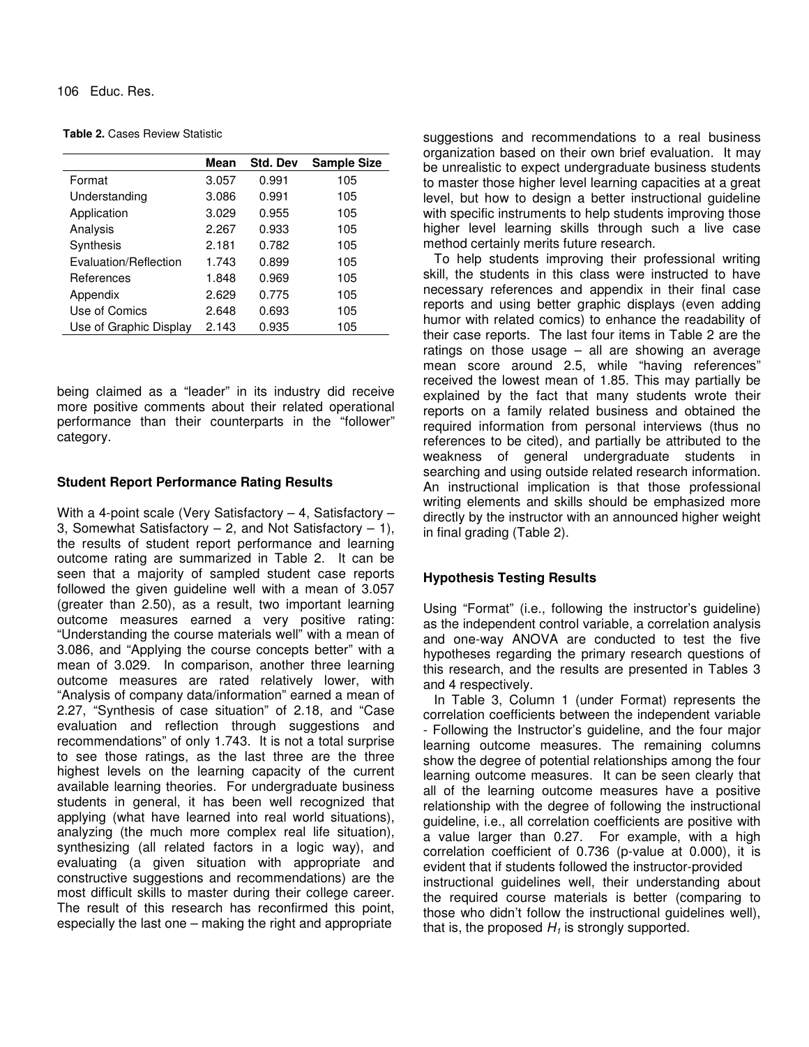**Table 2.** Cases Review Statistic

| | Mean | Std. Dev | Sample Size |
|---|---|---|---|
| Format | 3.057 | 0.991 | 105 |
| Understanding | 3.086 | 0.991 | 105 |
| Application | 3.029 | 0.955 | 105 |
| Analysis | 2.267 | 0.933 | 105 |
| Synthesis | 2.181 | 0.782 | 105 |
| Evaluation/Reflection | 1.743 | 0.899 | 105 |
| References | 1.848 | 0.969 | 105 |
| Appendix | 2.629 | 0.775 | 105 |
| Use of Comics | 2.648 | 0.693 | 105 |
| Use of Graphic Display | 2.143 | 0.935 | 105 |

being claimed as a "leader" in its industry did receive more positive comments about their related operational performance than their counterparts in the "follower" category.

### Student Report Performance Rating Results

With a 4-point scale (Very Satisfactory – 4, Satisfactory – 3, Somewhat Satisfactory – 2, and Not Satisfactory – 1), the results of student report performance and learning outcome rating are summarized in Table 2. It can be seen that a majority of sampled student case reports followed the given guideline well with a mean of 3.057 (greater than 2.50), as a result, two important learning outcome measures earned a very positive rating: "Understanding the course materials well" with a mean of 3.086, and "Applying the course concepts better" with a mean of 3.029. In comparison, another three learning outcome measures are rated relatively lower, with "Analysis of company data/information" earned a mean of 2.27, "Synthesis of case situation" of 2.18, and "Case evaluation and reflection through suggestions and recommendations" of only 1.743. It is not a total surprise to see those ratings, as the last three are the three highest levels on the learning capacity of the current available learning theories. For undergraduate business students in general, it has been well recognized that applying (what have learned into real world situations), analyzing (the much more complex real life situation), synthesizing (all related factors in a logic way), and evaluating (a given situation with appropriate and constructive suggestions and recommendations) are the most difficult skills to master during their college career. The result of this research has reconfirmed this point, especially the last one – making the right and appropriate suggestions and recommendations to a real business organization based on their own brief evaluation. It may be unrealistic to expect undergraduate business students to master those higher level learning capacities at a great level, but how to design a better instructional guideline with specific instruments to help students improving those higher level learning skills through such a live case method certainly merits future research.

To help students improving their professional writing skill, the students in this class were instructed to have necessary references and appendix in their final case reports and using better graphic displays (even adding humor with related comics) to enhance the readability of their case reports. The last four items in Table 2 are the ratings on those usage – all are showing an average mean score around 2.5, while "having references" received the lowest mean of 1.85. This may partially be explained by the fact that many students wrote their reports on a family related business and obtained the required information from personal interviews (thus no references to be cited), and partially be attributed to the weakness of general undergraduate students in searching and using outside related research information. An instructional implication is that those professional writing elements and skills should be emphasized more directly by the instructor with an announced higher weight in final grading (Table 2).

### Hypothesis Testing Results

Using "Format" (i.e., following the instructor's guideline) as the independent control variable, a correlation analysis and one-way ANOVA are conducted to test the five hypotheses regarding the primary research questions of this research, and the results are presented in Tables 3 and 4 respectively.

In Table 3, Column 1 (under Format) represents the correlation coefficients between the independent variable - Following the Instructor's guideline, and the four major learning outcome measures. The remaining columns show the degree of potential relationships among the four learning outcome measures. It can be seen clearly that all of the learning outcome measures have a positive relationship with the degree of following the instructional guideline, i.e., all correlation coefficients are positive with a value larger than 0.27. For example, with a high correlation coefficient of 0.736 (p-value at 0.000), it is evident that if students followed the instructor-provided instructional guidelines well, their understanding about the required course materials is better (comparing to those who didn't follow the instructional guidelines well), that is, the proposed $H_1$ is strongly supported.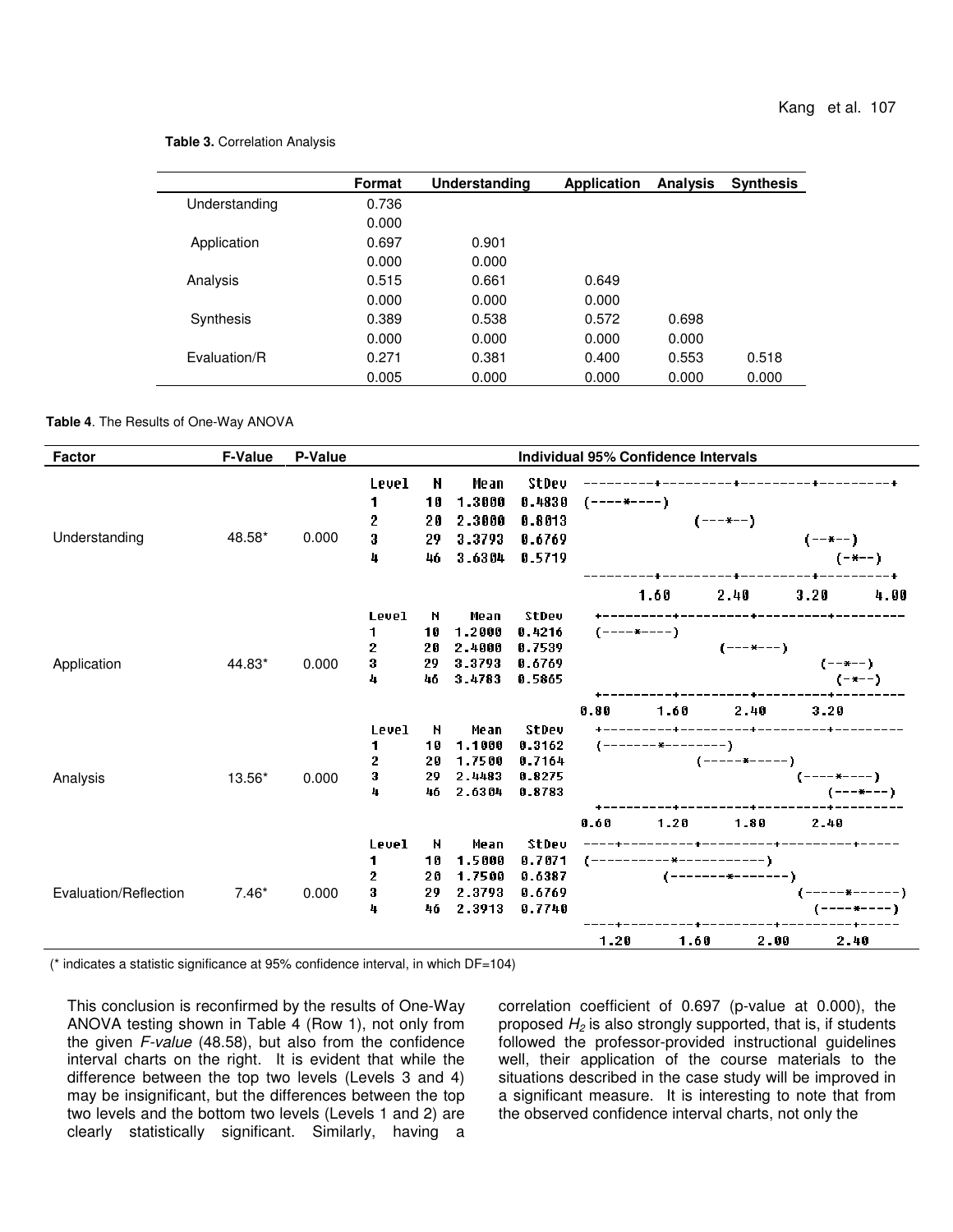**Table 3.** Correlation Analysis

| | Format | Understanding | Application | Analysis | Synthesis |
|---|---|---|---|---|---|
| Understanding | 0.736 | | | | |
| | 0.000 | | | | |
| Application | 0.697 | 0.901 | | | |
| | 0.000 | 0.000 | | | |
| Analysis | 0.515 | 0.661 | 0.649 | | |
| | 0.000 | 0.000 | 0.000 | | |
| Synthesis | 0.389 | 0.538 | 0.572 | 0.698 | |
| | 0.000 | 0.000 | 0.000 | 0.000 | |
| Evaluation/R | 0.271 | 0.381 | 0.400 | 0.553 | 0.518 |
| | 0.005 | 0.000 | 0.000 | 0.000 | 0.000 |

**Table 4**. The Results of One-Way ANOVA

| Factor | F-Value | P-Value | Level | N | Mean | StDev |
|---|---|---|---|---|---|---|
| Understanding | 48.58* | 0.000 | 1 | 10 | 1.3000 | 0.4830 |
| | | | 2 | 20 | 2.3000 | 0.8013 |
| | | | 3 | 29 | 3.3793 | 0.6769 |
| | | | 4 | 46 | 3.6304 | 0.5719 |
| Application | 44.83* | 0.000 | 1 | 10 | 1.2000 | 0.4216 |
| | | | 2 | 20 | 2.4000 | 0.7539 |
| | | | 3 | 29 | 3.3793 | 0.6769 |
| | | | 4 | 46 | 3.4783 | 0.5865 |
| Analysis | 13.56* | 0.000 | 1 | 10 | 1.1000 | 0.3162 |
| | | | 2 | 20 | 1.7500 | 0.7164 |
| | | | 3 | 29 | 2.4483 | 0.8275 |
| | | | 4 | 46 | 2.6304 | 0.8783 |
| Evaluation/Reflection | 7.46* | 0.000 | 1 | 10 | 1.5000 | 0.7071 |
| | | | 2 | 20 | 1.7500 | 0.6387 |
| | | | 3 | 29 | 2.3793 | 0.6769 |
| | | | 4 | 46 | 2.3913 | 0.7740 |

Individual 95% Confidence Intervals (charts; axis scales: Understanding 1.60, 2.40, 3.20, 4.00; Application 0.80, 1.60, 2.40, 3.20; Analysis 0.60, 1.20, 1.80, 2.40; Evaluation/Reflection 1.20, 1.60, 2.00, 2.40)

(* indicates a statistic significance at 95% confidence interval, in which DF=104)

This conclusion is reconfirmed by the results of One-Way ANOVA testing shown in Table 4 (Row 1), not only from the given *F-value* (48.58), but also from the confidence interval charts on the right. It is evident that while the difference between the top two levels (Levels 3 and 4) may be insignificant, but the differences between the top two levels and the bottom two levels (Levels 1 and 2) are clearly statistically significant. Similarly, having a correlation coefficient of 0.697 (p-value at 0.000), the proposed $H_2$ is also strongly supported, that is, if students followed the professor-provided instructional guidelines well, their application of the course materials to the situations described in the case study will be improved in a significant measure. It is interesting to note that from the observed confidence interval charts, not only the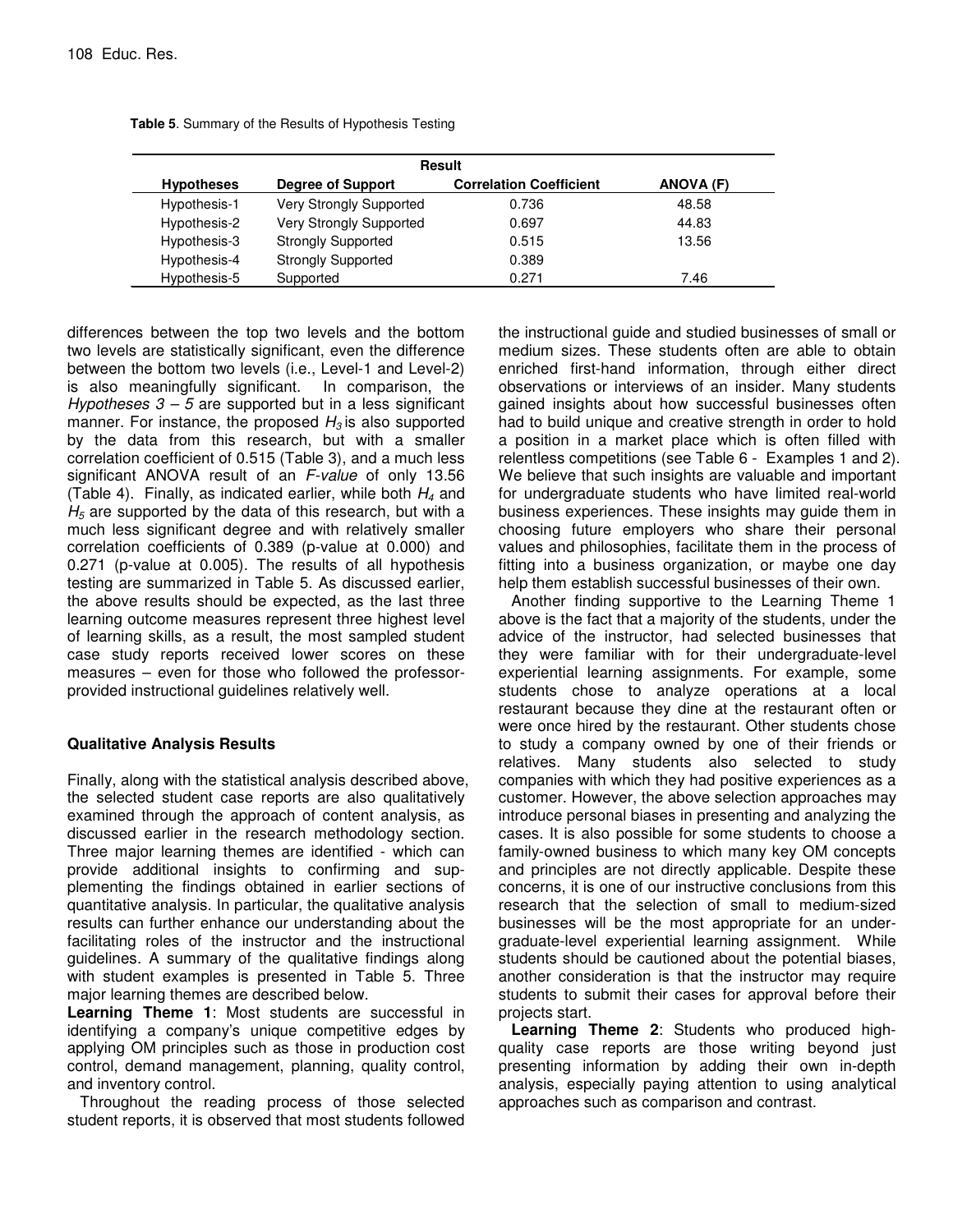**Table 5**. Summary of the Results of Hypothesis Testing

| Hypotheses | Result | | |
|---|---|---|---|
| | Degree of Support | Correlation Coefficient | ANOVA (F) |
| Hypothesis-1 | Very Strongly Supported | 0.736 | 48.58 |
| Hypothesis-2 | Very Strongly Supported | 0.697 | 44.83 |
| Hypothesis-3 | Strongly Supported | 0.515 | 13.56 |
| Hypothesis-4 | Strongly Supported | 0.389 | |
| Hypothesis-5 | Supported | 0.271 | 7.46 |

differences between the top two levels and the bottom two levels are statistically significant, even the difference between the bottom two levels (i.e., Level-1 and Level-2) is also meaningfully significant. In comparison, the *Hypotheses 3 – 5* are supported but in a less significant manner. For instance, the proposed $H_3$ is also supported by the data from this research, but with a smaller correlation coefficient of 0.515 (Table 3), and a much less significant ANOVA result of an *F-value* of only 13.56 (Table 4). Finally, as indicated earlier, while both $H_4$ and $H_5$ are supported by the data of this research, but with a much less significant degree and with relatively smaller correlation coefficients of 0.389 (p-value at 0.000) and 0.271 (p-value at 0.005). The results of all hypothesis testing are summarized in Table 5. As discussed earlier, the above results should be expected, as the last three learning outcome measures represent three highest level of learning skills, as a result, the most sampled student case study reports received lower scores on these measures – even for those who followed the professor-provided instructional guidelines relatively well.

## Qualitative Analysis Results

Finally, along with the statistical analysis described above, the selected student case reports are also qualitatively examined through the approach of content analysis, as discussed earlier in the research methodology section. Three major learning themes are identified - which can provide additional insights to confirming and supplementing the findings obtained in earlier sections of quantitative analysis. In particular, the qualitative analysis results can further enhance our understanding about the facilitating roles of the instructor and the instructional guidelines. A summary of the qualitative findings along with student examples is presented in Table 5. Three major learning themes are described below.

**Learning Theme 1**: Most students are successful in identifying a company's unique competitive edges by applying OM principles such as those in production cost control, demand management, planning, quality control, and inventory control.

Throughout the reading process of those selected student reports, it is observed that most students followed the instructional guide and studied businesses of small or medium sizes. These students often are able to obtain enriched first-hand information, through either direct observations or interviews of an insider. Many students gained insights about how successful businesses often had to build unique and creative strength in order to hold a position in a market place which is often filled with relentless competitions (see Table 6 - Examples 1 and 2). We believe that such insights are valuable and important for undergraduate students who have limited real-world business experiences. These insights may guide them in choosing future employers who share their personal values and philosophies, facilitate them in the process of fitting into a business organization, or maybe one day help them establish successful businesses of their own.

Another finding supportive to the Learning Theme 1 above is the fact that a majority of the students, under the advice of the instructor, had selected businesses that they were familiar with for their undergraduate-level experiential learning assignments. For example, some students chose to analyze operations at a local restaurant because they dine at the restaurant often or were once hired by the restaurant. Other students chose to study a company owned by one of their friends or relatives. Many students also selected to study companies with which they had positive experiences as a customer. However, the above selection approaches may introduce personal biases in presenting and analyzing the cases. It is also possible for some students to choose a family-owned business to which many key OM concepts and principles are not directly applicable. Despite these concerns, it is one of our instructive conclusions from this research that the selection of small to medium-sized businesses will be the most appropriate for an undergraduate-level experiential learning assignment. While students should be cautioned about the potential biases, another consideration is that the instructor may require students to submit their cases for approval before their projects start.

**Learning Theme 2**: Students who produced high-quality case reports are those writing beyond just presenting information by adding their own in-depth analysis, especially paying attention to using analytical approaches such as comparison and contrast.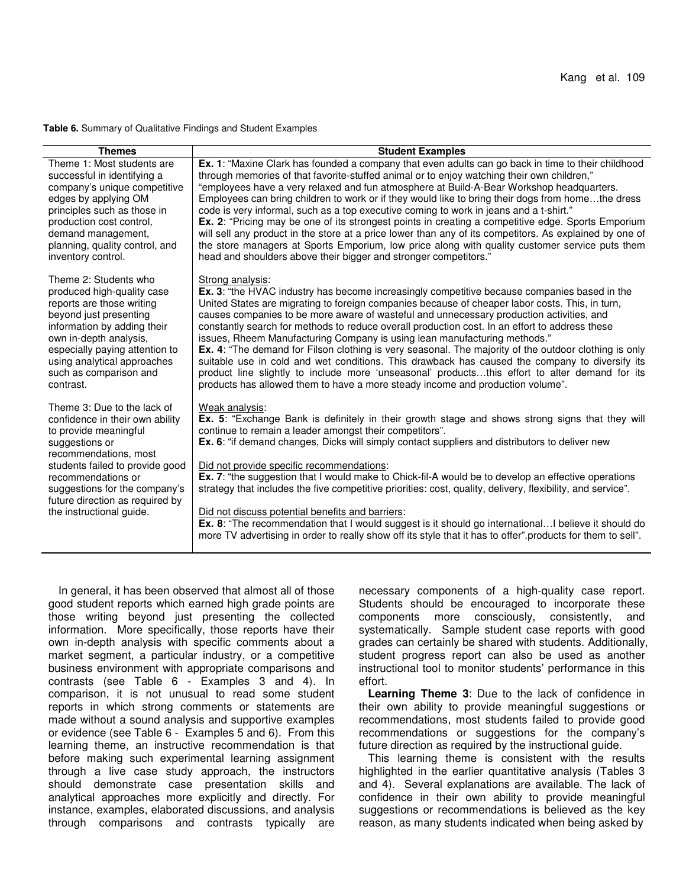**Table 6.** Summary of Qualitative Findings and Student Examples

| Themes | Student Examples |
|---|---|
| Theme 1: Most students are successful in identifying a company's unique competitive edges by applying OM principles such as those in production cost control, demand management, planning, quality control, and inventory control. | **Ex. 1**: "Maxine Clark has founded a company that even adults can go back in time to their childhood through memories of that favorite-stuffed animal or to enjoy watching their own children," "employees have a very relaxed and fun atmosphere at Build-A-Bear Workshop headquarters. Employees can bring children to work or if they would like to bring their dogs from home…the dress code is very informal, such as a top executive coming to work in jeans and a t-shirt." **Ex. 2**: "Pricing may be one of its strongest points in creating a competitive edge. Sports Emporium will sell any product in the store at a price lower than any of its competitors. As explained by one of the store managers at Sports Emporium, low price along with quality customer service puts them head and shoulders above their bigger and stronger competitors." |
| Theme 2: Students who produced high-quality case reports are those writing beyond just presenting information by adding their own in-depth analysis, especially paying attention to using analytical approaches such as comparison and contrast. | <u>Strong analysis</u>: **Ex. 3**: "the HVAC industry has become increasingly competitive because companies based in the United States are migrating to foreign companies because of cheaper labor costs. This, in turn, causes companies to be more aware of wasteful and unnecessary production activities, and constantly search for methods to reduce overall production cost. In an effort to address these issues, Rheem Manufacturing Company is using lean manufacturing methods." **Ex. 4**: "The demand for Filson clothing is very seasonal. The majority of the outdoor clothing is only suitable use in cold and wet conditions. This drawback has caused the company to diversify its product line slightly to include more 'unseasonal' products…this effort to alter demand for its products has allowed them to have a more steady income and production volume". |
| Theme 3: Due to the lack of confidence in their own ability to provide meaningful suggestions or recommendations, most students failed to provide good recommendations or suggestions for the company's future direction as required by the instructional guide. | <u>Weak analysis</u>: **Ex. 5**: "Exchange Bank is definitely in their growth stage and shows strong signs that they will continue to remain a leader amongst their competitors". **Ex. 6**: "if demand changes, Dicks will simply contact suppliers and distributors to deliver new <br><br> <u>Did not provide specific recommendations</u>: **Ex. 7**: "the suggestion that I would make to Chick-fil-A would be to develop an effective operations strategy that includes the five competitive priorities: cost, quality, delivery, flexibility, and service". <br><br> <u>Did not discuss potential benefits and barriers</u>: **Ex. 8**: "The recommendation that I would suggest is it should go international…I believe it should do more TV advertising in order to really show off its style that it has to offer".products for them to sell". |

In general, it has been observed that almost all of those good student reports which earned high grade points are those writing beyond just presenting the collected information. More specifically, those reports have their own in-depth analysis with specific comments about a market segment, a particular industry, or a competitive business environment with appropriate comparisons and contrasts (see Table 6 - Examples 3 and 4). In comparison, it is not unusual to read some student reports in which strong comments or statements are made without a sound analysis and supportive examples or evidence (see Table 6 - Examples 5 and 6). From this learning theme, an instructive recommendation is that before making such experimental learning assignment through a live case study approach, the instructors should demonstrate case presentation skills and analytical approaches more explicitly and directly. For instance, examples, elaborated discussions, and analysis through comparisons and contrasts typically are necessary components of a high-quality case report. Students should be encouraged to incorporate these components more consciously, consistently, and systematically. Sample student case reports with good grades can certainly be shared with students. Additionally, student progress report can also be used as another instructional tool to monitor students' performance in this effort.

**Learning Theme 3**: Due to the lack of confidence in their own ability to provide meaningful suggestions or recommendations, most students failed to provide good recommendations or suggestions for the company's future direction as required by the instructional guide.

This learning theme is consistent with the results highlighted in the earlier quantitative analysis (Tables 3 and 4). Several explanations are available. The lack of confidence in their own ability to provide meaningful suggestions or recommendations is believed as the key reason, as many students indicated when being asked by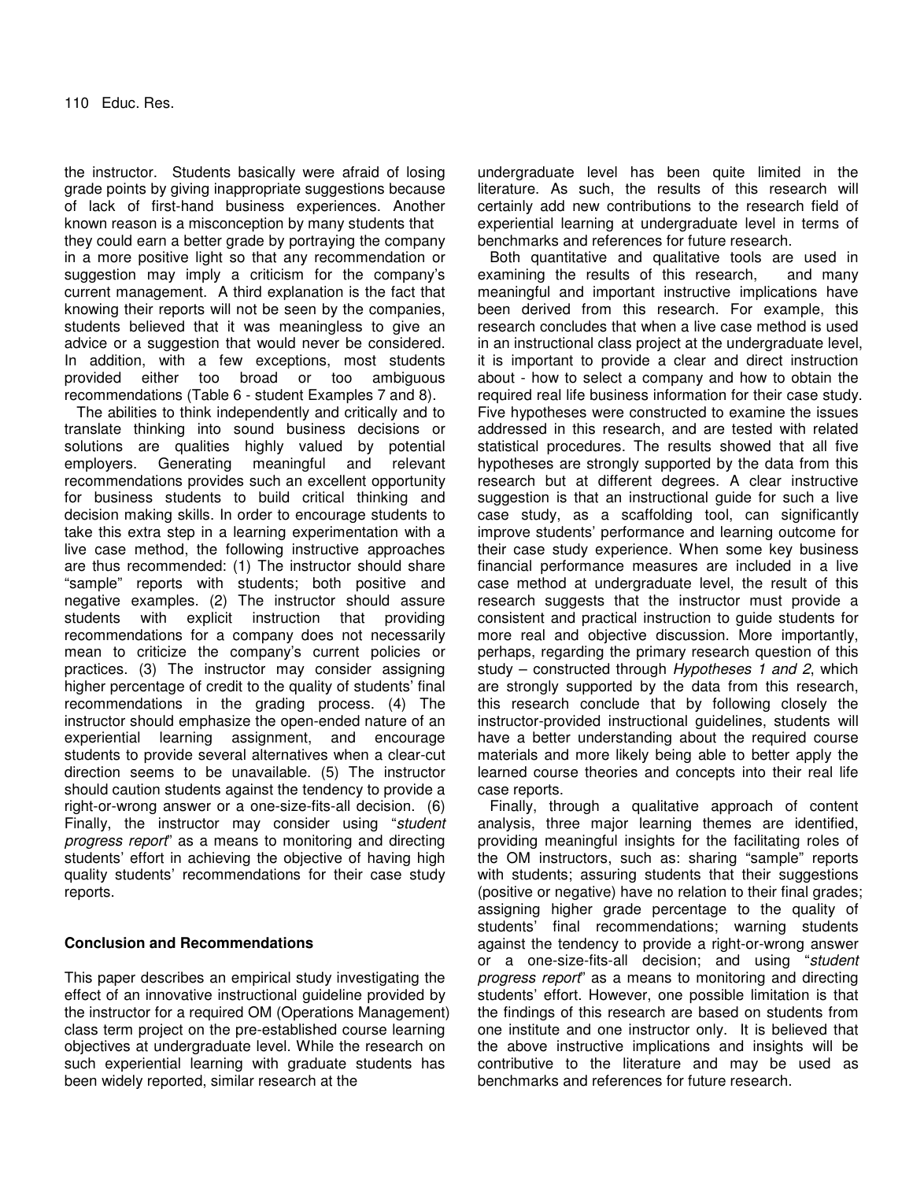the instructor. Students basically were afraid of losing grade points by giving inappropriate suggestions because of lack of first-hand business experiences. Another known reason is a misconception by many students that they could earn a better grade by portraying the company in a more positive light so that any recommendation or suggestion may imply a criticism for the company's current management. A third explanation is the fact that knowing their reports will not be seen by the companies, students believed that it was meaningless to give an advice or a suggestion that would never be considered. In addition, with a few exceptions, most students provided either too broad or too ambiguous recommendations (Table 6 - student Examples 7 and 8).

The abilities to think independently and critically and to translate thinking into sound business decisions or solutions are qualities highly valued by potential employers. Generating meaningful and relevant recommendations provides such an excellent opportunity for business students to build critical thinking and decision making skills. In order to encourage students to take this extra step in a learning experimentation with a live case method, the following instructive approaches are thus recommended: (1) The instructor should share "sample" reports with students; both positive and negative examples. (2) The instructor should assure students with explicit instruction that providing recommendations for a company does not necessarily mean to criticize the company's current policies or practices. (3) The instructor may consider assigning higher percentage of credit to the quality of students' final recommendations in the grading process. (4) The instructor should emphasize the open-ended nature of an experiential learning assignment, and encourage students to provide several alternatives when a clear-cut direction seems to be unavailable. (5) The instructor should caution students against the tendency to provide a right-or-wrong answer or a one-size-fits-all decision. (6) Finally, the instructor may consider using "*student progress report*" as a means to monitoring and directing students' effort in achieving the objective of having high quality students' recommendations for their case study reports.

## Conclusion and Recommendations

This paper describes an empirical study investigating the effect of an innovative instructional guideline provided by the instructor for a required OM (Operations Management) class term project on the pre-established course learning objectives at undergraduate level. While the research on such experiential learning with graduate students has been widely reported, similar research at the undergraduate level has been quite limited in the literature. As such, the results of this research will certainly add new contributions to the research field of experiential learning at undergraduate level in terms of benchmarks and references for future research.

Both quantitative and qualitative tools are used in examining the results of this research, and many meaningful and important instructive implications have been derived from this research. For example, this research concludes that when a live case method is used in an instructional class project at the undergraduate level, it is important to provide a clear and direct instruction about - how to select a company and how to obtain the required real life business information for their case study. Five hypotheses were constructed to examine the issues addressed in this research, and are tested with related statistical procedures. The results showed that all five hypotheses are strongly supported by the data from this research but at different degrees. A clear instructive suggestion is that an instructional guide for such a live case study, as a scaffolding tool, can significantly improve students' performance and learning outcome for their case study experience. When some key business financial performance measures are included in a live case method at undergraduate level, the result of this research suggests that the instructor must provide a consistent and practical instruction to guide students for more real and objective discussion. More importantly, perhaps, regarding the primary research question of this study – constructed through *Hypotheses 1 and 2*, which are strongly supported by the data from this research, this research conclude that by following closely the instructor-provided instructional guidelines, students will have a better understanding about the required course materials and more likely being able to better apply the learned course theories and concepts into their real life case reports.

Finally, through a qualitative approach of content analysis, three major learning themes are identified, providing meaningful insights for the facilitating roles of the OM instructors, such as: sharing "sample" reports with students; assuring students that their suggestions (positive or negative) have no relation to their final grades; assigning higher grade percentage to the quality of students' final recommendations; warning students against the tendency to provide a right-or-wrong answer or a one-size-fits-all decision; and using "*student progress report*" as a means to monitoring and directing students' effort. However, one possible limitation is that the findings of this research are based on students from one institute and one instructor only. It is believed that the above instructive implications and insights will be contributive to the literature and may be used as benchmarks and references for future research.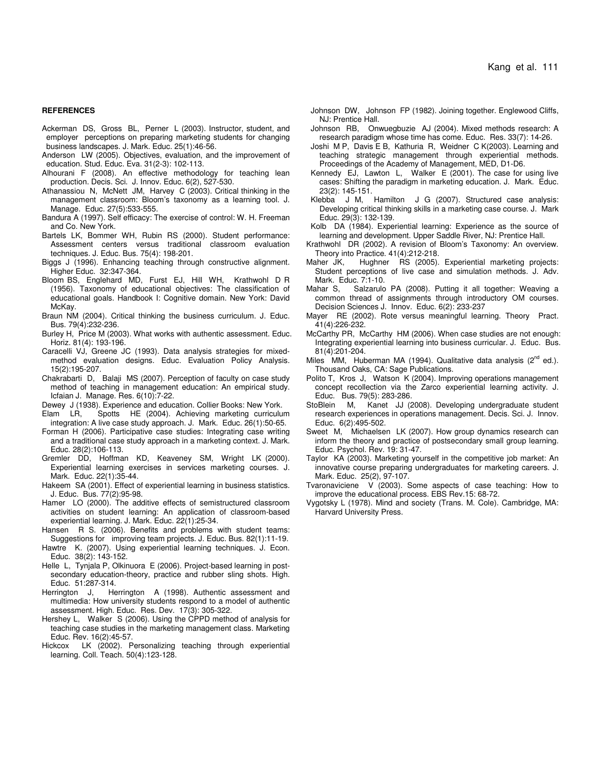**REFERENCES**

Ackerman DS, Gross BL, Perner L (2003). Instructor, student, and employer perceptions on preparing marketing students for changing business landscapes. J. Mark. Educ. 25(1):46-56.

Anderson LW (2005). Objectives, evaluation, and the improvement of education. Stud. Educ. Eva. 31(2-3): 102-113.

Alhourani F (2008). An effective methodology for teaching lean production. Decis. Sci. J. Innov. Educ. 6(2), 527-530.

Athanassiou N, McNett JM, Harvey C (2003). Critical thinking in the management classroom: Bloom's taxonomy as a learning tool. J. Manage. Educ. 27(5):533-555.

Bandura A (1997). Self efficacy: The exercise of control: W. H. Freeman and Co. New York.

Bartels LK, Bommer WH, Rubin RS (2000). Student performance: Assessment centers versus traditional classroom evaluation techniques. J. Educ. Bus. 75(4): 198-201.

Biggs J (1996). Enhancing teaching through constructive alignment. Higher Educ. 32:347-364.

Bloom BS, Englehard MD, Furst EJ, Hill WH, Krathwohl D R (1956). Taxonomy of educational objectives: The classification of educational goals. Handbook I: Cognitive domain. New York: David McKay.

Braun NM (2004). Critical thinking the business curriculum. J. Educ. Bus. 79(4):232-236.

Burley H, Price M (2003). What works with authentic assessment. Educ. Horiz. 81(4): 193-196.

Caracelli VJ, Greene JC (1993). Data analysis strategies for mixed-method evaluation designs. Educ. Evaluation Policy Analysis. 15(2):195-207.

Chakrabarti D, Balaji MS (2007). Perception of faculty on case study method of teaching in management education: An empirical study. Icfaian J. Manage. Res. 6(10):7-22.

Dewey J (1938). Experience and education. Collier Books: New York.

Elam LR, Spotts HE (2004). Achieving marketing curriculum integration: A live case study approach. J. Mark. Educ. 26(1):50-65.

Forman H (2006). Participative case studies: Integrating case writing and a traditional case study approach in a marketing context. J. Mark. Educ. 28(2):106-113.

Gremler DD, Hoffman KD, Keaveney SM, Wright LK (2000). Experiential learning exercises in services marketing courses. J. Mark. Educ. 22(1):35-44.

Hakeem SA (2001). Effect of experiential learning in business statistics. J. Educ. Bus. 77(2):95-98.

Hamer LO (2000). The additive effects of semistructured classroom activities on student learning: An application of classroom-based experiential learning. J. Mark. Educ. 22(1):25-34.

Hansen R S. (2006). Benefits and problems with student teams: Suggestions for improving team projects. J. Educ. Bus. 82(1):11-19.

Hawtre K. (2007). Using experiential learning techniques. J. Econ. Educ. 38(2): 143-152.

Helle L, Tynjala P, Olkinuora E (2006). Project-based learning in post-secondary education-theory, practice and rubber sling shots. High. Educ. 51:287-314.

Herrington J, Herrington A (1998). Authentic assessment and multimedia: How university students respond to a model of authentic assessment. High. Educ. Res. Dev. 17(3): 305-322.

Hershey L, Walker S (2006). Using the CPPD method of analysis for teaching case studies in the marketing management class. Marketing Educ. Rev. 16(2):45-57.

Hickcox LK (2002). Personalizing teaching through experiential learning. Coll. Teach. 50(4):123-128.

Johnson DW, Johnson FP (1982). Joining together. Englewood Cliffs, NJ: Prentice Hall.

Johnson RB, Onwuegbuzie AJ (2004). Mixed methods research: A research paradigm whose time has come. Educ. Res. 33(7): 14-26.

Joshi M P, Davis E B, Kathuria R, Weidner C K(2003). Learning and teaching strategic management through experiential methods. Proceedings of the Academy of Management, MED, D1-D6.

Kennedy EJ, Lawton L, Walker E (2001). The case for using live cases: Shifting the paradigm in marketing education. J. Mark. Educ. 23(2): 145-151.

Klebba J M, Hamilton J G (2007). Structured case analysis: Developing critical thinking skills in a marketing case course. J. Mark Educ. 29(3): 132-139.

Kolb DA (1984). Experiential learning: Experience as the source of learning and development. Upper Saddle River, NJ: Prentice Hall.

Krathwohl DR (2002). A revision of Bloom's Taxonomy: An overview. Theory into Practice. 41(4):212-218.

Maher JK, Hughner RS (2005). Experiential marketing projects: Student perceptions of live case and simulation methods. J. Adv. Mark. Educ. 7:1-10.

Mahar S, Salzarulo PA (2008). Putting it all together: Weaving a common thread of assignments through introductory OM courses. Decision Sciences J. Innov. Educ. 6(2): 233-237

Mayer RE (2002). Rote versus meaningful learning. Theory Pract. 41(4):226-232.

McCarthy PR, McCarthy HM (2006). When case studies are not enough: Integrating experiential learning into business curricular. J. Educ. Bus. 81(4):201-204.

Miles MM, Huberman MA (1994). Qualitative data analysis (2nd ed.). Thousand Oaks, CA: Sage Publications.

Polito T, Kros J, Watson K (2004). Improving operations management concept recollection via the Zarco experiential learning activity. J. Educ. Bus. 79(5): 283-286.

StoBlein M, Kanet JJ (2008). Developing undergraduate student research experiences in operations management. Decis. Sci. J. Innov. Educ. 6(2):495-502.

Sweet M, Michaelsen LK (2007). How group dynamics research can inform the theory and practice of postsecondary small group learning. Educ. Psychol. Rev. 19: 31-47.

Taylor KA (2003). Marketing yourself in the competitive job market: An innovative course preparing undergraduates for marketing careers. J. Mark. Educ. 25(2), 97-107.

Tvaronaviciene V (2003). Some aspects of case teaching: How to improve the educational process. EBS Rev.15: 68-72.

Vygotsky L (1978). Mind and society (Trans. M. Cole). Cambridge, MA: Harvard University Press.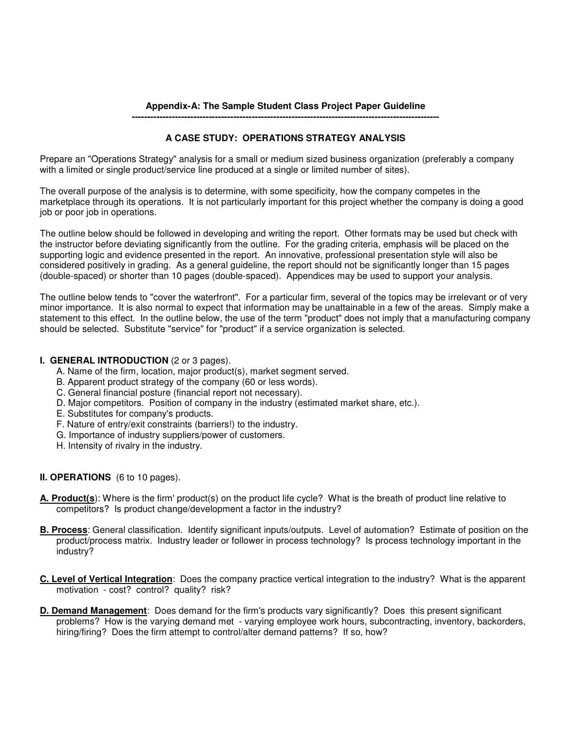**Appendix-A: The Sample Student Class Project Paper Guideline**

---

**A CASE STUDY: OPERATIONS STRATEGY ANALYSIS**

Prepare an "Operations Strategy" analysis for a small or medium sized business organization (preferably a company with a limited or single product/service line produced at a single or limited number of sites).

The overall purpose of the analysis is to determine, with some specificity, how the company competes in the marketplace through its operations. It is not particularly important for this project whether the company is doing a good job or poor job in operations.

The outline below should be followed in developing and writing the report. Other formats may be used but check with the instructor before deviating significantly from the outline. For the grading criteria, emphasis will be placed on the supporting logic and evidence presented in the report. An innovative, professional presentation style will also be considered positively in grading. As a general guideline, the report should not be significantly longer than 15 pages (double-spaced) or shorter than 10 pages (double-spaced). Appendices may be used to support your analysis.

The outline below tends to "cover the waterfront". For a particular firm, several of the topics may be irrelevant or of very minor importance. It is also normal to expect that information may be unattainable in a few of the areas. Simply make a statement to this effect. In the outline below, the use of the term "product" does not imply that a manufacturing company should be selected. Substitute "service" for "product" if a service organization is selected.

**I. GENERAL INTRODUCTION** (2 or 3 pages).

A. Name of the firm, location, major product(s), market segment served.
B. Apparent product strategy of the company (60 or less words).
C. General financial posture (financial report not necessary).
D. Major competitors. Position of company in the industry (estimated market share, etc.).
E. Substitutes for company's products.
F. Nature of entry/exit constraints (barriers!) to the industry.
G. Importance of industry suppliers/power of customers.
H. Intensity of rivalry in the industry.

**II. OPERATIONS** (6 to 10 pages).

**A. Product(s**): Where is the firm' product(s) on the product life cycle? What is the breath of product line relative to competitors? Is product change/development a factor in the industry?

**B. Process**: General classification. Identify significant inputs/outputs. Level of automation? Estimate of position on the product/process matrix. Industry leader or follower in process technology? Is process technology important in the industry?

**C. Level of Vertical Integration**: Does the company practice vertical integration to the industry? What is the apparent motivation - cost? control? quality? risk?

**D. Demand Management**: Does demand for the firm's products vary significantly? Does this present significant problems? How is the varying demand met - varying employee work hours, subcontracting, inventory, backorders, hiring/firing? Does the firm attempt to control/alter demand patterns? If so, how?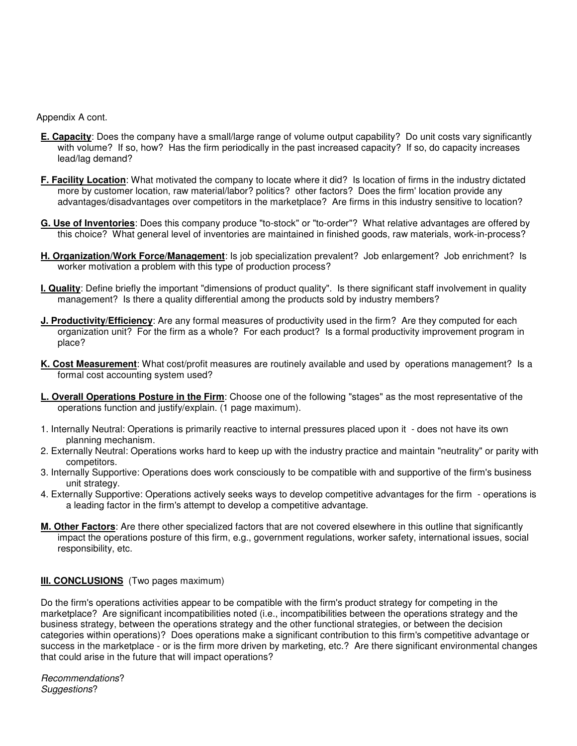Appendix A cont.

**E. Capacity**: Does the company have a small/large range of volume output capability? Do unit costs vary significantly with volume? If so, how? Has the firm periodically in the past increased capacity? If so, do capacity increases lead/lag demand?

**F. Facility Location**: What motivated the company to locate where it did? Is location of firms in the industry dictated more by customer location, raw material/labor? politics? other factors? Does the firm' location provide any advantages/disadvantages over competitors in the marketplace? Are firms in this industry sensitive to location?

**G. Use of Inventories**: Does this company produce "to-stock" or "to-order"? What relative advantages are offered by this choice? What general level of inventories are maintained in finished goods, raw materials, work-in-process?

**H. Organization/Work Force/Management**: Is job specialization prevalent? Job enlargement? Job enrichment? Is worker motivation a problem with this type of production process?

**I. Quality**: Define briefly the important "dimensions of product quality". Is there significant staff involvement in quality management? Is there a quality differential among the products sold by industry members?

**J. Productivity/Efficiency**: Are any formal measures of productivity used in the firm? Are they computed for each organization unit? For the firm as a whole? For each product? Is a formal productivity improvement program in place?

**K. Cost Measurement**: What cost/profit measures are routinely available and used by operations management? Is a formal cost accounting system used?

**L. Overall Operations Posture in the Firm**: Choose one of the following "stages" as the most representative of the operations function and justify/explain. (1 page maximum).

1. Internally Neutral: Operations is primarily reactive to internal pressures placed upon it - does not have its own planning mechanism.
2. Externally Neutral: Operations works hard to keep up with the industry practice and maintain "neutrality" or parity with competitors.
3. Internally Supportive: Operations does work consciously to be compatible with and supportive of the firm's business unit strategy.
4. Externally Supportive: Operations actively seeks ways to develop competitive advantages for the firm - operations is a leading factor in the firm's attempt to develop a competitive advantage.

**M. Other Factors**: Are there other specialized factors that are not covered elsewhere in this outline that significantly impact the operations posture of this firm, e.g., government regulations, worker safety, international issues, social responsibility, etc.

## III. CONCLUSIONS (Two pages maximum)

Do the firm's operations activities appear to be compatible with the firm's product strategy for competing in the marketplace? Are significant incompatibilities noted (i.e., incompatibilities between the operations strategy and the business strategy, between the operations strategy and the other functional strategies, or between the decision categories within operations)? Does operations make a significant contribution to this firm's competitive advantage or success in the marketplace - or is the firm more driven by marketing, etc.? Are there significant environmental changes that could arise in the future that will impact operations?

*Recommendations*?
*Suggestions*?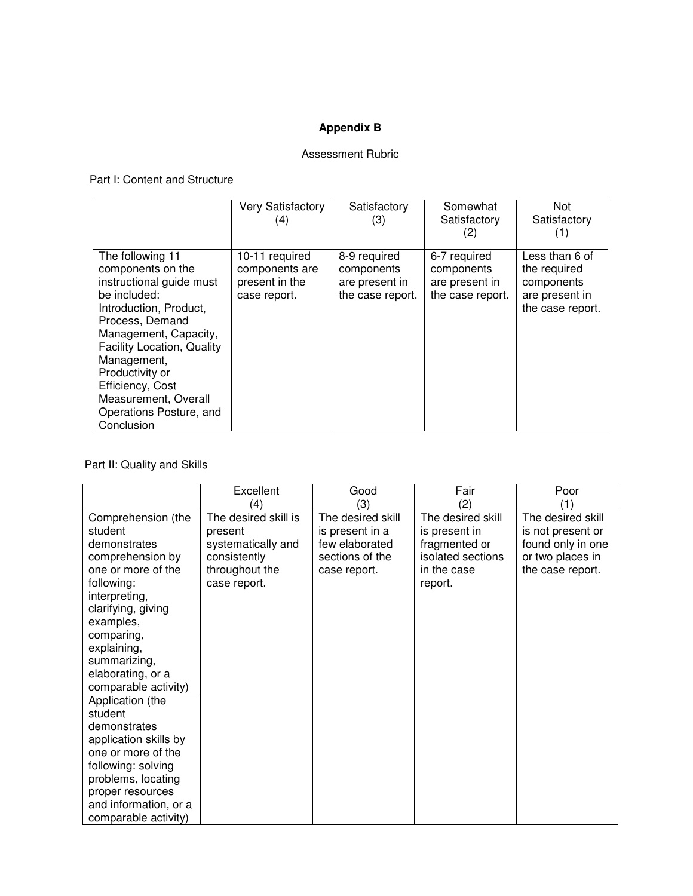**Appendix B**

Assessment Rubric

Part I: Content and Structure

| | Very Satisfactory (4) | Satisfactory (3) | Somewhat Satisfactory (2) | Not Satisfactory (1) |
|---|---|---|---|---|
| The following 11 components on the instructional guide must be included: Introduction, Product, Process, Demand Management, Capacity, Facility Location, Quality Management, Productivity or Efficiency, Cost Measurement, Overall Operations Posture, and Conclusion | 10-11 required components are present in the case report. | 8-9 required components are present in the case report. | 6-7 required components are present in the case report. | Less than 6 of the required components are present in the case report. |

Part II: Quality and Skills

| | Excellent (4) | Good (3) | Fair (2) | Poor (1) |
|---|---|---|---|---|
| Comprehension (the student demonstrates comprehension by one or more of the following: interpreting, clarifying, giving examples, comparing, explaining, summarizing, elaborating, or a comparable activity) | The desired skill is present systematically and consistently throughout the case report. | The desired skill is present in a few elaborated sections of the case report. | The desired skill is present in fragmented or isolated sections in the case report. | The desired skill is not present or found only in one or two places in the case report. |
| Application (the student demonstrates application skills by one or more of the following: solving problems, locating proper resources and information, or a comparable activity) | | | | |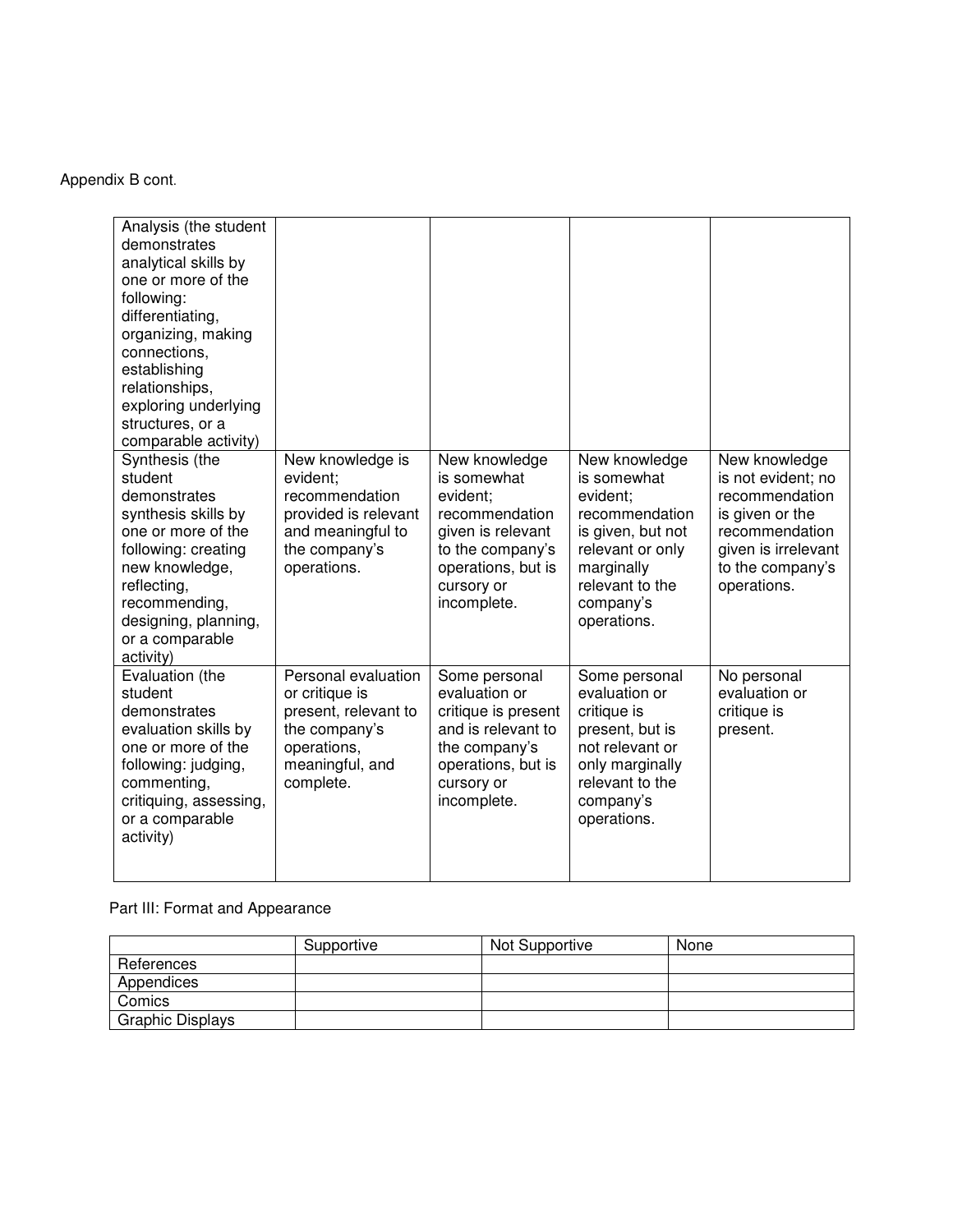Appendix B cont.

| | | | | |
|---|---|---|---|---|
| Analysis (the student demonstrates analytical skills by one or more of the following: differentiating, organizing, making connections, establishing relationships, exploring underlying structures, or a comparable activity) | | | | |
| Synthesis (the student demonstrates synthesis skills by one or more of the following: creating new knowledge, reflecting, recommending, designing, planning, or a comparable activity) | New knowledge is evident; recommendation provided is relevant and meaningful to the company's operations. | New knowledge is somewhat evident; recommendation given is relevant to the company's operations, but is cursory or incomplete. | New knowledge is somewhat evident; recommendation is given, but not relevant or only marginally relevant to the company's operations. | New knowledge is not evident; no recommendation is given or the recommendation given is irrelevant to the company's operations. |
| Evaluation (the student demonstrates evaluation skills by one or more of the following: judging, commenting, critiquing, assessing, or a comparable activity) | Personal evaluation or critique is present, relevant to the company's operations, meaningful, and complete. | Some personal evaluation or critique is present and is relevant to the company's operations, but is cursory or incomplete. | Some personal evaluation or critique is present, but is not relevant or only marginally relevant to the company's operations. | No personal evaluation or critique is present. |

Part III: Format and Appearance

| | Supportive | Not Supportive | None |
|---|---|---|---|
| References | | | |
| Appendices | | | |
| Comics | | | |
| Graphic Displays | | | |